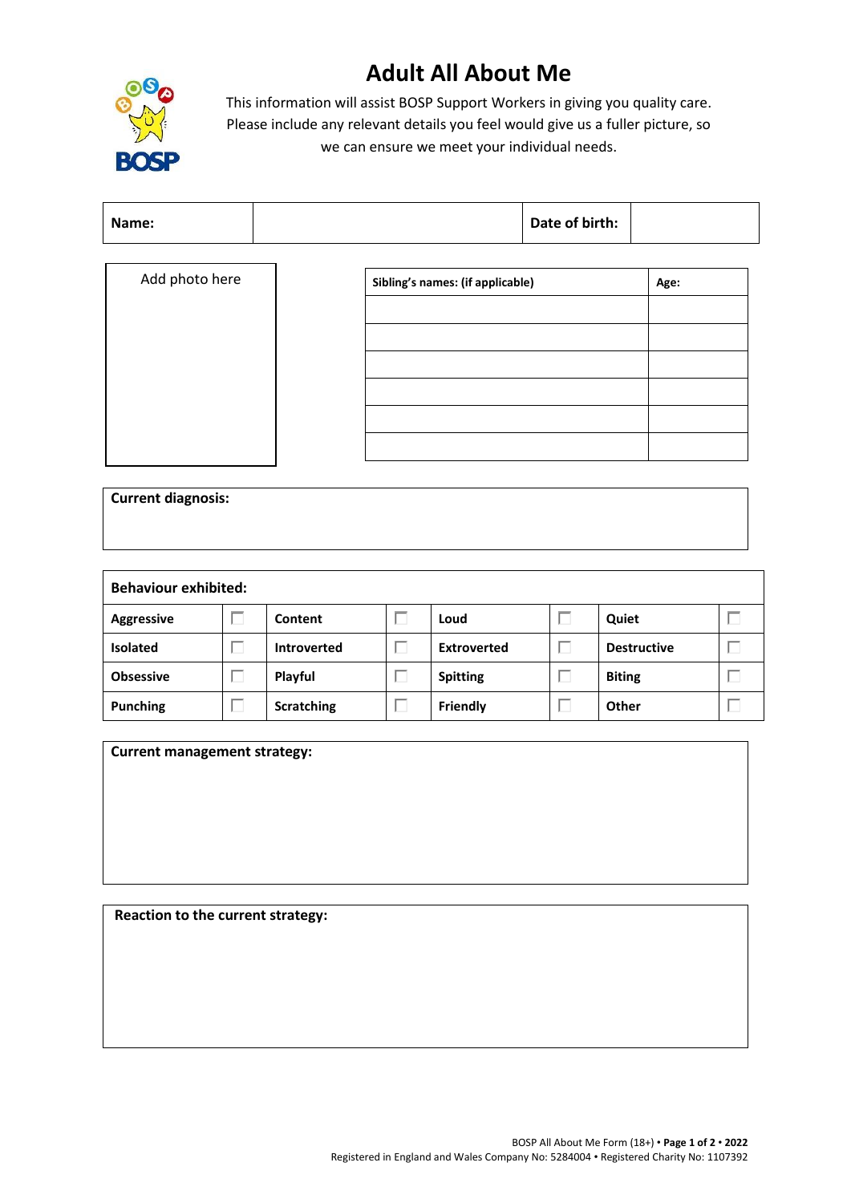# Adult All About Me

This information will assist BOSP Support Workers in giving you quality care. Please include any relevant details you feel would give us a fuller picture, so we can ensure we meet your individual needs.

| **Name:** | | **Date of birth:** | |
|---|---|---|---|

Add photo here

| **Sibling's names: (if applicable)** | **Age:** |
|---|---|
| | |
| | |
| | |
| | |
| | |
| | |

**Current diagnosis:**

| **Behaviour exhibited:** | | | | | | | |
|---|---|---|---|---|---|---|---|
| **Aggressive** | ☐ | **Content** | ☐ | **Loud** | ☐ | **Quiet** | ☐ |
| **Isolated** | ☐ | **Introverted** | ☐ | **Extroverted** | ☐ | **Destructive** | ☐ |
| **Obsessive** | ☐ | **Playful** | ☐ | **Spitting** | ☐ | **Biting** | ☐ |
| **Punching** | ☐ | **Scratching** | ☐ | **Friendly** | ☐ | **Other** | ☐ |

**Current management strategy:**

**Reaction to the current strategy:**

BOSP All About Me Form (18+) • **Page 1 of 2** • **2022**
Registered in England and Wales Company No: 5284004 • Registered Charity No: 1107392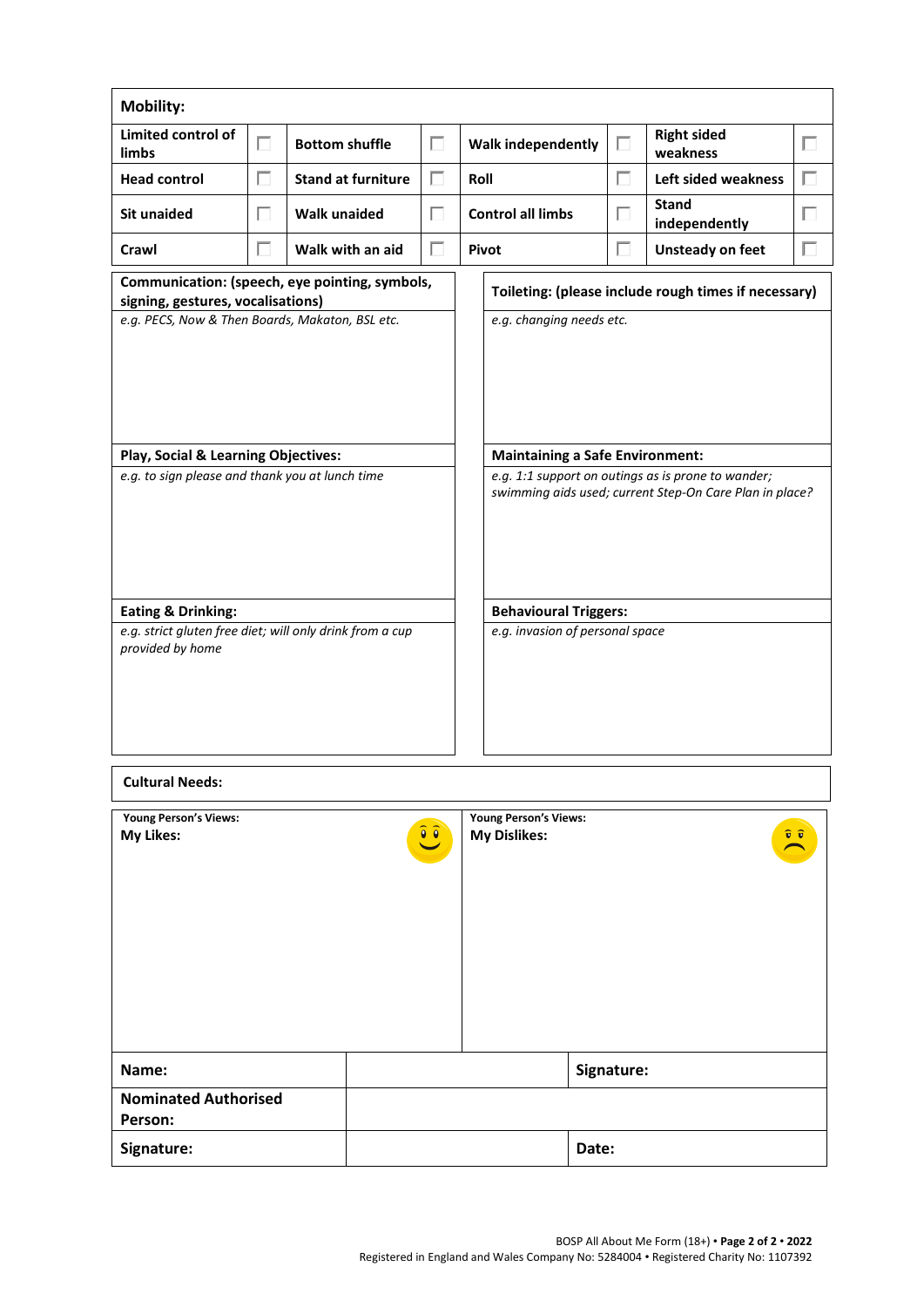| **Mobility:** | | | | | | | |
|---|---|---|---|---|---|---|---|
| **Limited control of limbs** | ☐ | **Bottom shuffle** | ☐ | **Walk independently** | ☐ | **Right sided weakness** | ☐ |
| **Head control** | ☐ | **Stand at furniture** | ☐ | **Roll** | ☐ | **Left sided weakness** | ☐ |
| **Sit unaided** | ☐ | **Walk unaided** | ☐ | **Control all limbs** | ☐ | **Stand independently** | ☐ |
| **Crawl** | ☐ | **Walk with an aid** | ☐ | **Pivot** | ☐ | **Unsteady on feet** | ☐ |

**Communication: (speech, eye pointing, symbols, signing, gestures, vocalisations)**

*e.g. PECS, Now & Then Boards, Makaton, BSL etc.*

**Toileting: (please include rough times if necessary)**

*e.g. changing needs etc.*

**Play, Social & Learning Objectives:**

*e.g. to sign please and thank you at lunch time*

**Maintaining a Safe Environment:**

*e.g. 1:1 support on outings as is prone to wander; swimming aids used; current Step-On Care Plan in place?*

**Eating & Drinking:**

*e.g. strict gluten free diet; will only drink from a cup provided by home*

**Behavioural Triggers:**

*e.g. invasion of personal space*

**Cultural Needs:**

**Young Person's Views:**
**My Likes:**

**Young Person's Views:**
**My Dislikes:**

| | | | |
|---|---|---|---|
| **Name:** | | **Signature:** | |
| **Nominated Authorised Person:** | | | |
| **Signature:** | | **Date:** | |

BOSP All About Me Form (18+) • **Page 2 of 2 • 2022**
Registered in England and Wales Company No: 5284004 • Registered Charity No: 1107392